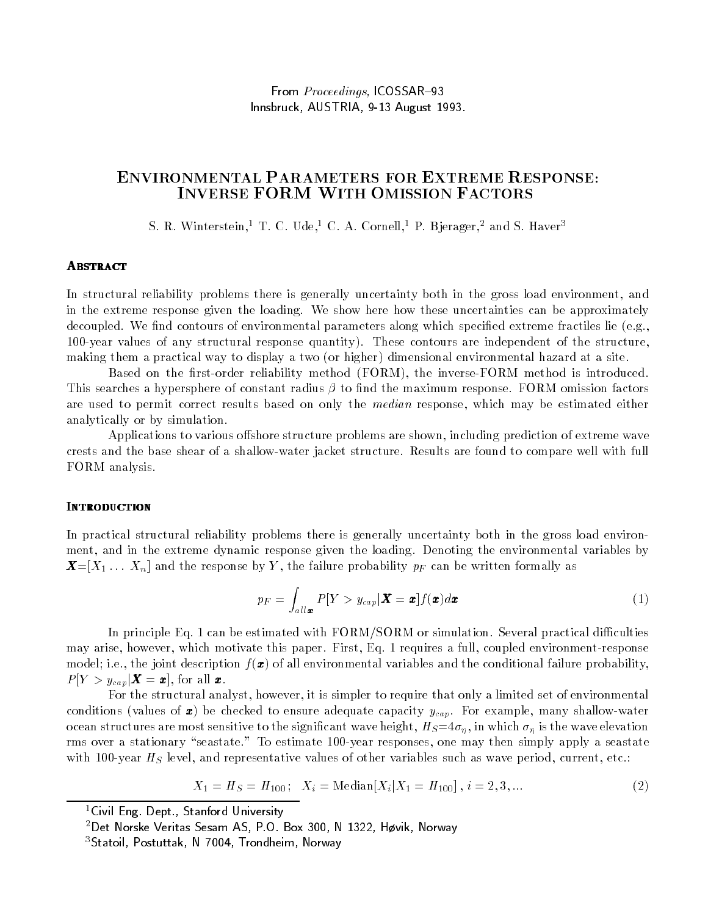From *Proceedings*, ICOSSAR–93
Innsbruck, AUSTRIA, 9-13 August 1993.

# Environmental Parameters for Extreme Response: Inverse FORM With Omission Factors

S. R. Winterstein,[1] T. C. Ude,[1] C. A. Cornell,[1] P. Bjerager,[2] and S. Haver[3]

## Abstract

In structural reliability problems there is generally uncertainty both in the gross load environment, and in the extreme response given the loading. We show here how these uncertainties can be approximately decoupled. We find contours of environmental parameters along which specified extreme fractiles lie (e.g., 100-year values of any structural response quantity). These contours are independent of the structure, making them a practical way to display a two (or higher) dimensional environmental hazard at a site.

Based on the first-order reliability method (FORM), the inverse-FORM method is introduced. This searches a hypersphere of constant radius $\beta$ to find the maximum response. FORM omission factors are used to permit correct results based on only the *median* response, which may be estimated either analytically or by simulation.

Applications to various offshore structure problems are shown, including prediction of extreme wave crests and the base shear of a shallow-water jacket structure. Results are found to compare well with full FORM analysis.

## Introduction

In practical structural reliability problems there is generally uncertainty both in the gross load environment, and in the extreme dynamic response given the loading. Denoting the environmental variables by $\boldsymbol{X}=[X_1 \ldots X_n]$ and the response by $Y$, the failure probability $p_F$ can be written formally as

$$p_F = \int_{all\,\boldsymbol{x}} P[Y > y_{cap} | \boldsymbol{X} = \boldsymbol{x}] f(\boldsymbol{x}) d\boldsymbol{x} \tag{1}$$

In principle Eq. 1 can be estimated with FORM/SORM or simulation. Several practical difficulties may arise, however, which motivate this paper. First, Eq. 1 requires a full, coupled environment-response model; i.e., the joint description $f(\boldsymbol{x})$ of all environmental variables and the conditional failure probability, $P[Y > y_{cap} | \boldsymbol{X} = \boldsymbol{x}]$, for all $\boldsymbol{x}$.

For the structural analyst, however, it is simpler to require that only a limited set of environmental conditions (values of $\boldsymbol{x}$) be checked to ensure adequate capacity $y_{cap}$. For example, many shallow-water ocean structures are most sensitive to the significant wave height, $H_S$=$4\sigma_\eta$, in which $\sigma_\eta$ is the wave elevation rms over a stationary "seastate." To estimate 100-year responses, one may then simply apply a seastate with 100-year $H_S$ level, and representative values of other variables such as wave period, current, etc.:

$$X_1 = H_S = H_{100}\,; \quad X_i = \text{Median}[X_i | X_1 = H_{100}]\,, \; i = 2, 3, ... \tag{2}$$

[1]Civil Eng. Dept., Stanford University

[2]Det Norske Veritas Sesam AS, P.O. Box 300, N 1322, Høvik, Norway

[3]Statoil, Postuttak, N 7004, Trondheim, Norway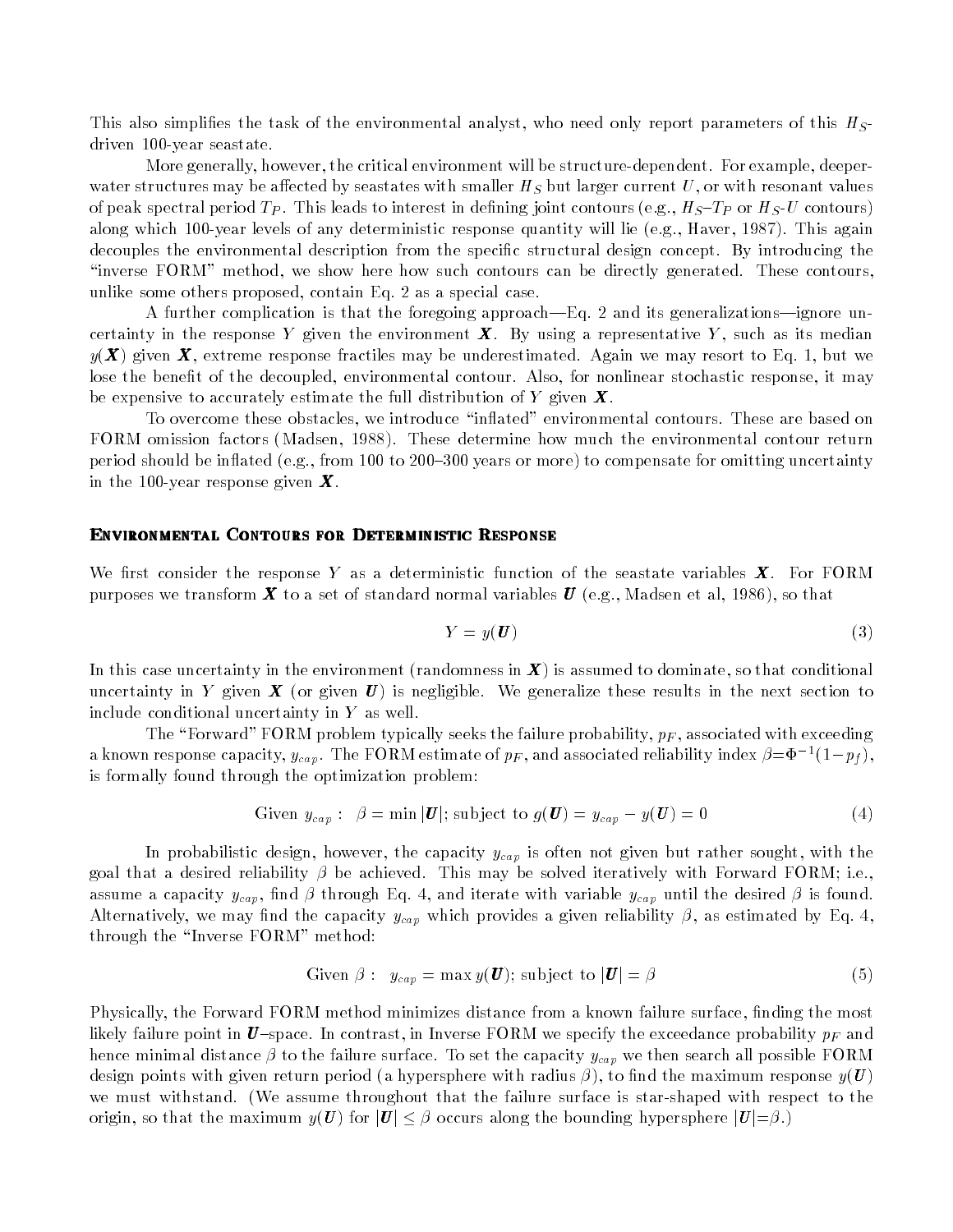This also simplifies the task of the environmental analyst, who need only report parameters of this $H_S$-driven 100-year seastate.

More generally, however, the critical environment will be structure-dependent. For example, deeper-water structures may be affected by seastates with smaller $H_S$ but larger current $U$, or with resonant values of peak spectral period $T_P$. This leads to interest in defining joint contours (e.g., $H_S$–$T_P$ or $H_S$-$U$ contours) along which 100-year levels of any deterministic response quantity will lie (e.g., Haver, 1987). This again decouples the environmental description from the specific structural design concept. By introducing the "inverse FORM" method, we show here how such contours can be directly generated. These contours, unlike some others proposed, contain Eq. 2 as a special case.

A further complication is that the foregoing approach—Eq. 2 and its generalizations—ignore uncertainty in the response $Y$ given the environment $\boldsymbol{X}$. By using a representative $Y$, such as its median $y(\boldsymbol{X})$ given $\boldsymbol{X}$, extreme response fractiles may be underestimated. Again we may resort to Eq. 1, but we lose the benefit of the decoupled, environmental contour. Also, for nonlinear stochastic response, it may be expensive to accurately estimate the full distribution of $Y$ given $\boldsymbol{X}$.

To overcome these obstacles, we introduce "inflated" environmental contours. These are based on FORM omission factors (Madsen, 1988). These determine how much the environmental contour return period should be inflated (e.g., from 100 to 200–300 years or more) to compensate for omitting uncertainty in the 100-year response given $\boldsymbol{X}$.

## Environmental Contours for Deterministic Response

We first consider the response $Y$ as a deterministic function of the seastate variables $\boldsymbol{X}$. For FORM purposes we transform $\boldsymbol{X}$ to a set of standard normal variables $\boldsymbol{U}$ (e.g., Madsen et al, 1986), so that

$$Y = y(\boldsymbol{U}) \tag{3}$$

In this case uncertainty in the environment (randomness in $\boldsymbol{X}$) is assumed to dominate, so that conditional uncertainty in $Y$ given $\boldsymbol{X}$ (or given $\boldsymbol{U}$) is negligible. We generalize these results in the next section to include conditional uncertainty in $Y$ as well.

The "Forward" FORM problem typically seeks the failure probability, $p_F$, associated with exceeding a known response capacity, $y_{cap}$. The FORM estimate of $p_F$, and associated reliability index $\beta = \Phi^{-1}(1-p_f)$, is formally found through the optimization problem:

$$\text{Given } y_{cap}: \quad \beta = \min |\boldsymbol{U}|; \text{ subject to } g(\boldsymbol{U}) = y_{cap} - y(\boldsymbol{U}) = 0 \tag{4}$$

In probabilistic design, however, the capacity $y_{cap}$ is often not given but rather sought, with the goal that a desired reliability $\beta$ be achieved. This may be solved iteratively with Forward FORM; i.e., assume a capacity $y_{cap}$, find $\beta$ through Eq. 4, and iterate with variable $y_{cap}$ until the desired $\beta$ is found. Alternatively, we may find the capacity $y_{cap}$ which provides a given reliability $\beta$, as estimated by Eq. 4, through the "Inverse FORM" method:

$$\text{Given } \beta: \quad y_{cap} = \max y(\boldsymbol{U}); \text{ subject to } |\boldsymbol{U}| = \beta \tag{5}$$

Physically, the Forward FORM method minimizes distance from a known failure surface, finding the most likely failure point in $\boldsymbol{U}$–space. In contrast, in Inverse FORM we specify the exceedance probability $p_F$ and hence minimal distance $\beta$ to the failure surface. To set the capacity $y_{cap}$ we then search all possible FORM design points with given return period (a hypersphere with radius $\beta$), to find the maximum response $y(\boldsymbol{U})$ we must withstand. (We assume throughout that the failure surface is star-shaped with respect to the origin, so that the maximum $y(\boldsymbol{U})$ for $|\boldsymbol{U}| \leq \beta$ occurs along the bounding hypersphere $|\boldsymbol{U}| = \beta$.)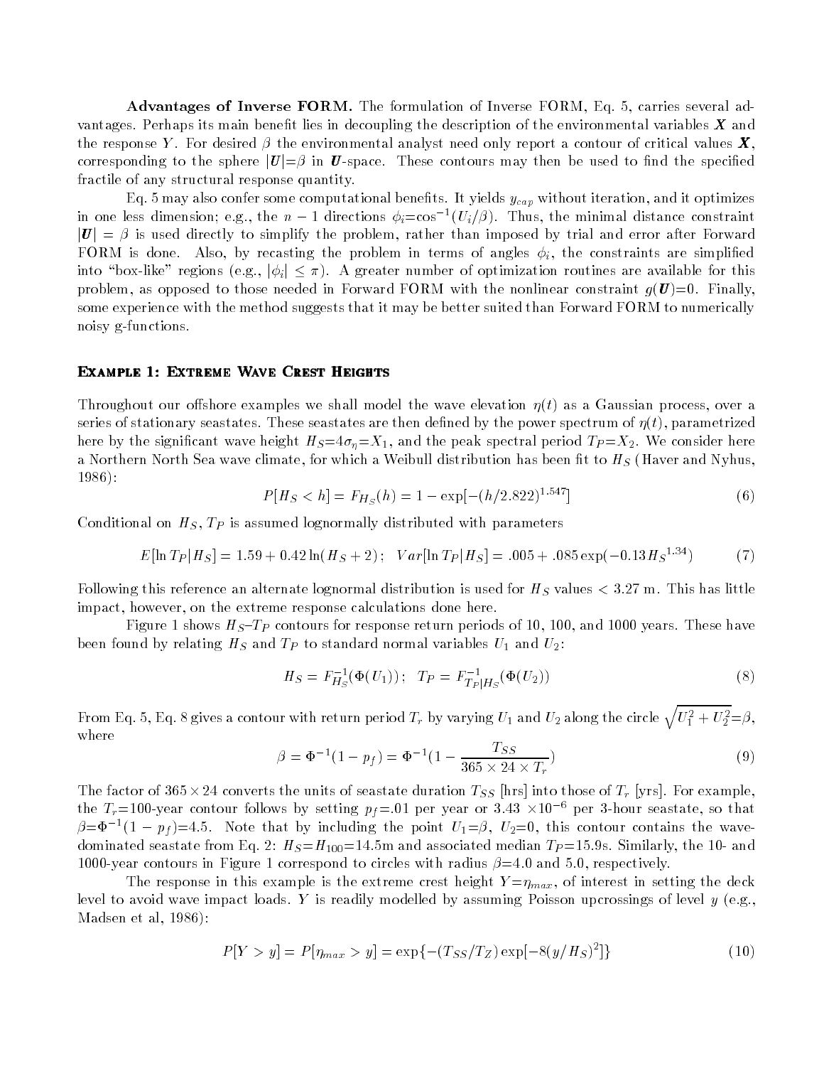**Advantages of Inverse FORM.** The formulation of Inverse FORM, Eq. 5, carries several advantages. Perhaps its main benefit lies in decoupling the description of the environmental variables $\boldsymbol{X}$ and the response $Y$. For desired $\beta$ the environmental analyst need only report a contour of critical values $\boldsymbol{X}$, corresponding to the sphere $|\boldsymbol{U}|=\beta$ in $\boldsymbol{U}$-space. These contours may then be used to find the specified fractile of any structural response quantity.

Eq. 5 may also confer some computational benefits. It yields $y_{cap}$ without iteration, and it optimizes in one less dimension; e.g., the $n-1$ directions $\phi_i = \cos^{-1}(U_i/\beta)$. Thus, the minimal distance constraint $|\boldsymbol{U}| = \beta$ is used directly to simplify the problem, rather than imposed by trial and error after Forward FORM is done. Also, by recasting the problem in terms of angles $\phi_i$, the constraints are simplified into "box-like" regions (e.g., $|\phi_i| \leq \pi$). A greater number of optimization routines are available for this problem, as opposed to those needed in Forward FORM with the nonlinear constraint $g(\boldsymbol{U})=0$. Finally, some experience with the method suggests that it may be better suited than Forward FORM to numerically noisy g-functions.

## Example 1: Extreme Wave Crest Heights

Throughout our offshore examples we shall model the wave elevation $\eta(t)$ as a Gaussian process, over a series of stationary seastates. These seastates are then defined by the power spectrum of $\eta(t)$, parametrized here by the significant wave height $H_S=4\sigma_\eta=X_1$, and the peak spectral period $T_P=X_2$. We consider here a Northern North Sea wave climate, for which a Weibull distribution has been fit to $H_S$ (Haver and Nyhus, 1986):

$$P[H_S < h] = F_{H_S}(h) = 1 - \exp[-(h/2.822)^{1.547}] \tag{6}$$

Conditional on $H_S$, $T_P$ is assumed lognormally distributed with parameters

$$E[\ln T_P|H_S] = 1.59 + 0.42\ln(H_S + 2)\,; \quad Var[\ln T_P|H_S] = .005 + .085\exp(-0.13{H_S}^{1.34}) \tag{7}$$

Following this reference an alternate lognormal distribution is used for $H_S$ values $< 3.27$ m. This has little impact, however, on the extreme response calculations done here.

Figure 1 shows $H_S$–$T_P$ contours for response return periods of 10, 100, and 1000 years. These have been found by relating $H_S$ and $T_P$ to standard normal variables $U_1$ and $U_2$:

$$H_S = F_{H_S}^{-1}(\Phi(U_1))\,; \quad T_P = F_{T_P|H_S}^{-1}(\Phi(U_2)) \tag{8}$$

From Eq. 5, Eq. 8 gives a contour with return period $T_r$ by varying $U_1$ and $U_2$ along the circle $\sqrt{U_1^2+U_2^2}=\beta$, where

$$\beta = \Phi^{-1}(1-p_f) = \Phi^{-1}\left(1 - \frac{T_{SS}}{365 \times 24 \times T_r}\right) \tag{9}$$

The factor of $365 \times 24$ converts the units of seastate duration $T_{SS}$ [hrs] into those of $T_r$ [yrs]. For example, the $T_r$=100-year contour follows by setting $p_f$=.01 per year or 3.43 $\times 10^{-6}$ per 3-hour seastate, so that $\beta=\Phi^{-1}(1-p_f)$=4.5. Note that by including the point $U_1=\beta$, $U_2=0$, this contour contains the wave-dominated seastate from Eq. 2: $H_S=H_{100}$=14.5m and associated median $T_P$=15.9s. Similarly, the 10- and 1000-year contours in Figure 1 correspond to circles with radius $\beta$=4.0 and 5.0, respectively.

The response in this example is the extreme crest height $Y=\eta_{max}$, of interest in setting the deck level to avoid wave impact loads. $Y$ is readily modelled by assuming Poisson upcrossings of level $y$ (e.g., Madsen et al, 1986):

$$P[Y > y] = P[\eta_{max} > y] = \exp\{-(T_{SS}/T_Z)\exp[-8(y/H_S)^2]\} \tag{10}$$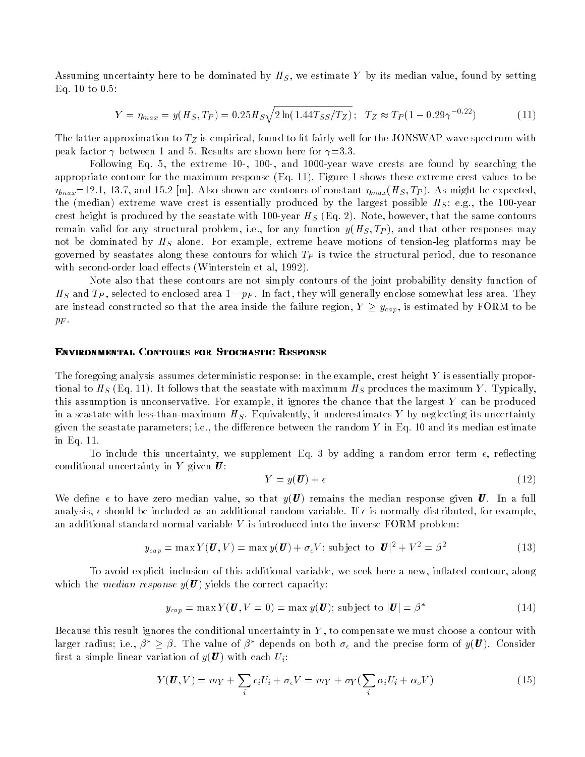Assuming uncertainty here to be dominated by $H_S$, we estimate $Y$ by its median value, found by setting Eq. 10 to 0.5:

$$Y = \eta_{max} = y(H_S, T_P) = 0.25 H_S \sqrt{2 \ln(1.44 T_{SS}/T_Z)}; \quad T_Z \approx T_P(1 - 0.29\gamma^{-0.22}) \tag{11}$$

The latter approximation to $T_Z$ is empirical, found to fit fairly well for the JONSWAP wave spectrum with peak factor $\gamma$ between 1 and 5. Results are shown here for $\gamma$=3.3.

Following Eq. 5, the extreme 10-, 100-, and 1000-year wave crests are found by searching the appropriate contour for the maximum response (Eq. 11). Figure 1 shows these extreme crest values to be $\eta_{max}$=12.1, 13.7, and 15.2 [m]. Also shown are contours of constant $\eta_{max}(H_S, T_P)$. As might be expected, the (median) extreme wave crest is essentially produced by the largest possible $H_S$; e.g., the 100-year crest height is produced by the seastate with 100-year $H_S$ (Eq. 2). Note, however, that the same contours remain valid for any structural problem, i.e., for any function $y(H_S, T_P)$, and that other responses may not be dominated by $H_S$ alone. For example, extreme heave motions of tension-leg platforms may be governed by seastates along these contours for which $T_P$ is twice the structural period, due to resonance with second-order load effects (Winterstein et al, 1992).

Note also that these contours are not simply contours of the joint probability density function of $H_S$ and $T_P$, selected to enclosed area $1 - p_F$. In fact, they will generally enclose somewhat less area. They are instead constructed so that the area inside the failure region, $Y \geq y_{cap}$, is estimated by FORM to be $p_F$.

## Environmental Contours for Stochastic Response

The foregoing analysis assumes deterministic response: in the example, crest height $Y$ is essentially proportional to $H_S$ (Eq. 11). It follows that the seastate with maximum $H_S$ produces the maximum $Y$. Typically, this assumption is unconservative. For example, it ignores the chance that the largest $Y$ can be produced in a seastate with less-than-maximum $H_S$. Equivalently, it underestimates $Y$ by neglecting its uncertainty given the seastate parameters; i.e., the difference between the random $Y$ in Eq. 10 and its median estimate in Eq. 11.

To include this uncertainty, we supplement Eq. 3 by adding a random error term $\epsilon$, reflecting conditional uncertainty in $Y$ given $\boldsymbol{U}$:

$$Y = y(\boldsymbol{U}) + \epsilon \tag{12}$$

We define $\epsilon$ to have zero median value, so that $y(\boldsymbol{U})$ remains the median response given $\boldsymbol{U}$. In a full analysis, $\epsilon$ should be included as an additional random variable. If $\epsilon$ is normally distributed, for example, an additional standard normal variable $V$ is introduced into the inverse FORM problem:

$$y_{cap} = \max Y(\boldsymbol{U}, V) = \max y(\boldsymbol{U}) + \sigma_\epsilon V; \text{ subject to } |\boldsymbol{U}|^2 + V^2 = \beta^2 \tag{13}$$

To avoid explicit inclusion of this additional variable, we seek here a new, inflated contour, along which the *median response* $y(\boldsymbol{U})$ yields the correct capacity:

$$y_{cap} = \max Y(\boldsymbol{U}, V = 0) = \max y(\boldsymbol{U}); \text{ subject to } |\boldsymbol{U}| = \beta^* \tag{14}$$

Because this result ignores the conditional uncertainty in $Y$, to compensate we must choose a contour with larger radius; i.e., $\beta^* \geq \beta$. The value of $\beta^*$ depends on both $\sigma_\epsilon$ and the precise form of $y(\boldsymbol{U})$. Consider first a simple linear variation of $y(\boldsymbol{U})$ with each $U_i$:

$$Y(\boldsymbol{U}, V) = m_Y + \sum_i c_i U_i + \sigma_\epsilon V = m_Y + \sigma_Y(\sum_i \alpha_i U_i + \alpha_o V) \tag{15}$$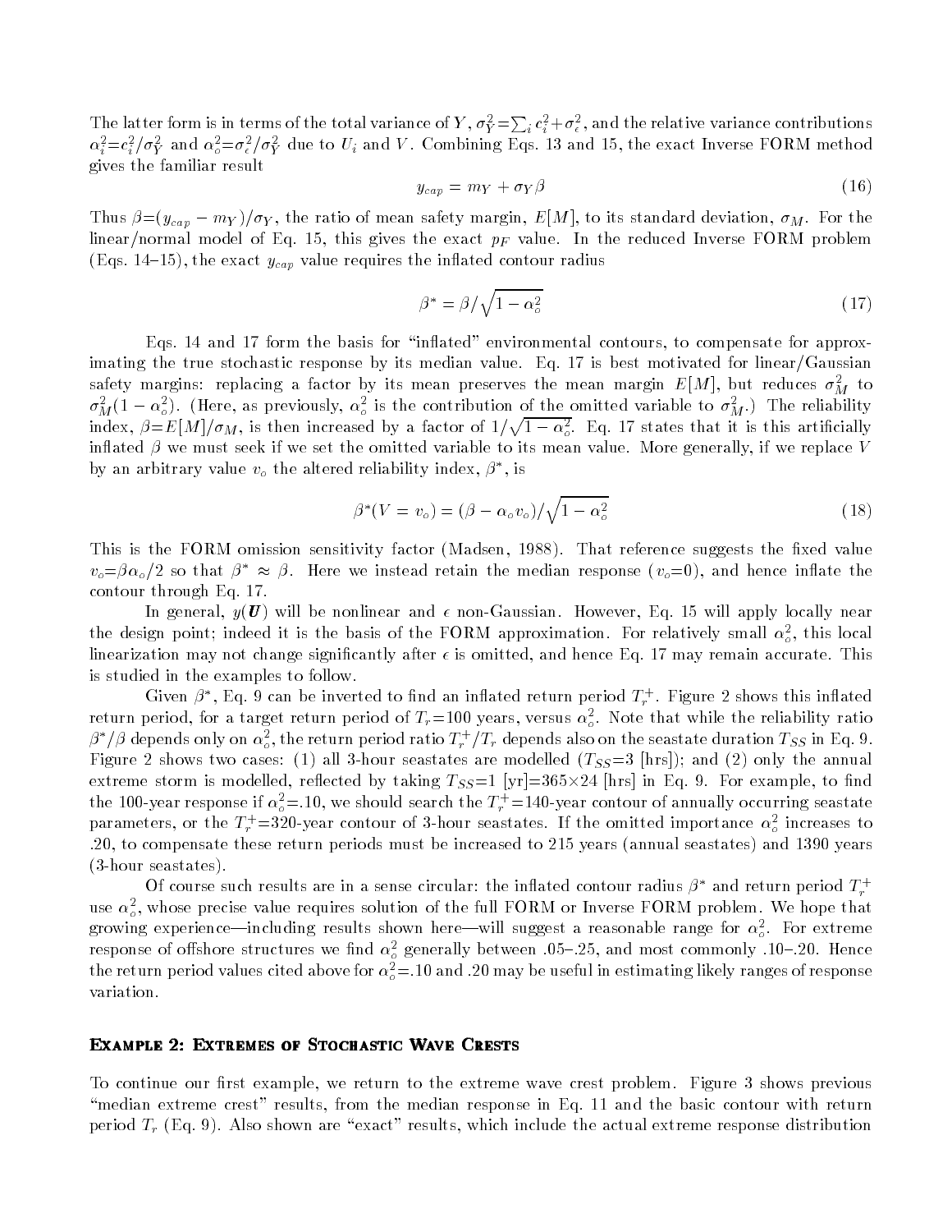The latter form is in terms of the total variance of $Y$, $\sigma_Y^2 = \sum_i c_i^2 + \sigma_\epsilon^2$, and the relative variance contributions $\alpha_i^2 = c_i^2/\sigma_Y^2$ and $\alpha_o^2 = \sigma_\epsilon^2/\sigma_Y^2$ due to $U_i$ and $V$. Combining Eqs. 13 and 15, the exact Inverse FORM method gives the familiar result

$$y_{cap} = m_Y + \sigma_Y \beta \tag{16}$$

Thus $\beta = (y_{cap} - m_Y)/\sigma_Y$, the ratio of mean safety margin, $E[M]$, to its standard deviation, $\sigma_M$. For the linear/normal model of Eq. 15, this gives the exact $p_F$ value. In the reduced Inverse FORM problem (Eqs. 14–15), the exact $y_{cap}$ value requires the inflated contour radius

$$\beta^* = \beta/\sqrt{1-\alpha_o^2} \tag{17}$$

Eqs. 14 and 17 form the basis for "inflated" environmental contours, to compensate for approximating the true stochastic response by its median value. Eq. 17 is best motivated for linear/Gaussian safety margins: replacing a factor by its mean preserves the mean margin $E[M]$, but reduces $\sigma_M^2$ to $\sigma_M^2(1-\alpha_o^2)$. (Here, as previously, $\alpha_o^2$ is the contribution of the omitted variable to $\sigma_M^2$.) The reliability index, $\beta = E[M]/\sigma_M$, is then increased by a factor of $1/\sqrt{1-\alpha_o^2}$. Eq. 17 states that it is this artificially inflated $\beta$ we must seek if we set the omitted variable to its mean value. More generally, if we replace $V$ by an arbitrary value $v_o$ the altered reliability index, $\beta^*$, is

$$\beta^*(V = v_o) = (\beta - \alpha_o v_o)/\sqrt{1-\alpha_o^2} \tag{18}$$

This is the FORM omission sensitivity factor (Madsen, 1988). That reference suggests the fixed value $v_o = \beta\alpha_o/2$ so that $\beta^* \approx \beta$. Here we instead retain the median response ($v_o = 0$), and hence inflate the contour through Eq. 17.

In general, $y(\boldsymbol{U})$ will be nonlinear and $\epsilon$ non-Gaussian. However, Eq. 15 will apply locally near the design point; indeed it is the basis of the FORM approximation. For relatively small $\alpha_o^2$, this local linearization may not change significantly after $\epsilon$ is omitted, and hence Eq. 17 may remain accurate. This is studied in the examples to follow.

Given $\beta^*$, Eq. 9 can be inverted to find an inflated return period $T_r^+$. Figure 2 shows this inflated return period, for a target return period of $T_r = 100$ years, versus $\alpha_o^2$. Note that while the reliability ratio $\beta^*/\beta$ depends only on $\alpha_o^2$, the return period ratio $T_r^+/T_r$ depends also on the seastate duration $T_{SS}$ in Eq. 9. Figure 2 shows two cases: (1) all 3-hour seastates are modelled ($T_{SS}$=3 [hrs]); and (2) only the annual extreme storm is modelled, reflected by taking $T_{SS}$=1 [yr]=365×24 [hrs] in Eq. 9. For example, to find the 100-year response if $\alpha_o^2 = .10$, we should search the $T_r^+ = 140$-year contour of annually occurring seastate parameters, or the $T_r^+ = 320$-year contour of 3-hour seastates. If the omitted importance $\alpha_o^2$ increases to .20, to compensate these return periods must be increased to 215 years (annual seastates) and 1390 years (3-hour seastates).

Of course such results are in a sense circular: the inflated contour radius $\beta^*$ and return period $T_r^+$ use $\alpha_o^2$, whose precise value requires solution of the full FORM or Inverse FORM problem. We hope that growing experience—including results shown here—will suggest a reasonable range for $\alpha_o^2$. For extreme response of offshore structures we find $\alpha_o^2$ generally between .05–.25, and most commonly .10–.20. Hence the return period values cited above for $\alpha_o^2 = .10$ and .20 may be useful in estimating likely ranges of response variation.

## Example 2: Extremes of Stochastic Wave Crests

To continue our first example, we return to the extreme wave crest problem. Figure 3 shows previous "median extreme crest" results, from the median response in Eq. 11 and the basic contour with return period $T_r$ (Eq. 9). Also shown are "exact" results, which include the actual extreme response distribution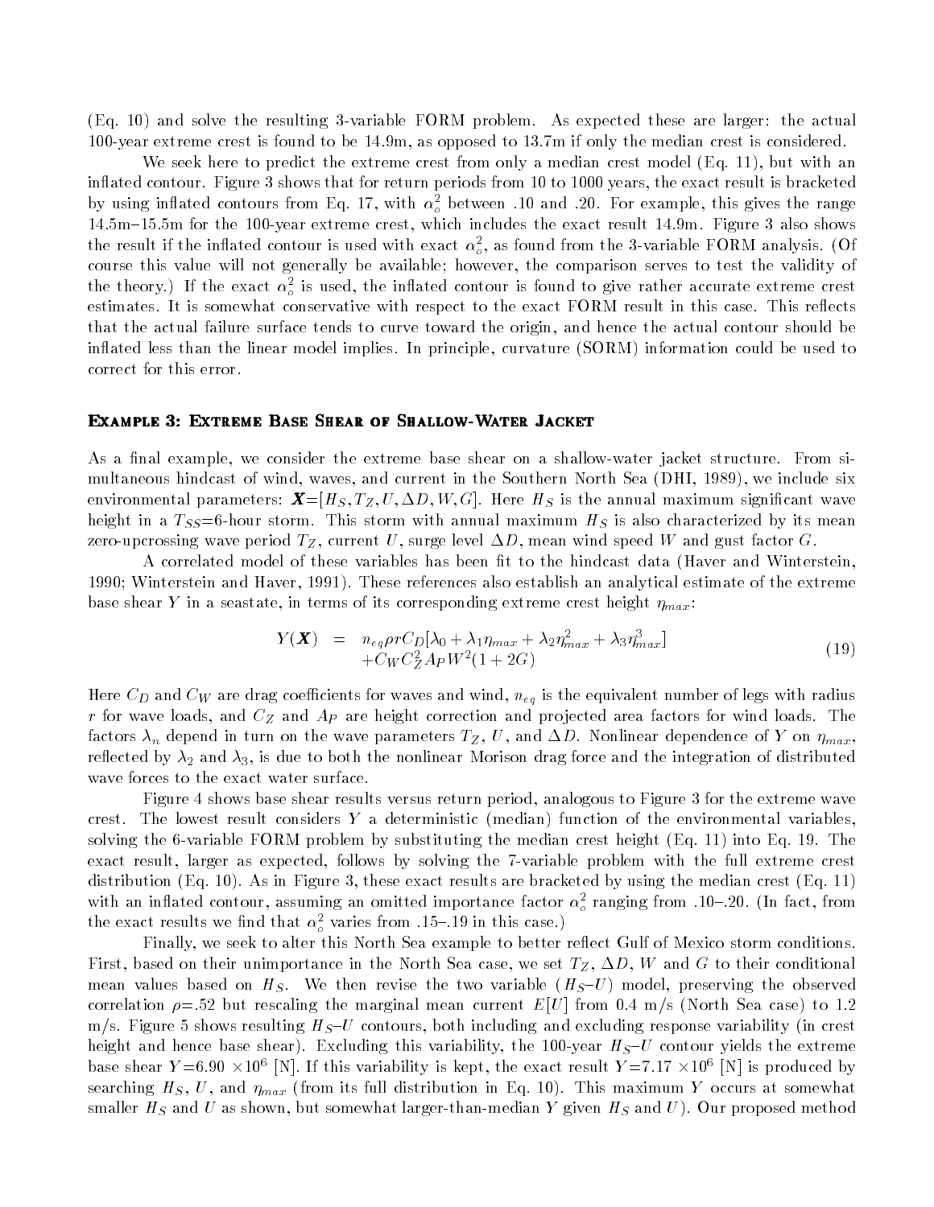(Eq. 10) and solve the resulting 3-variable FORM problem. As expected these are larger: the actual 100-year extreme crest is found to be 14.9m, as opposed to 13.7m if only the median crest is considered.

We seek here to predict the extreme crest from only a median crest model (Eq. 11), but with an inflated contour. Figure 3 shows that for return periods from 10 to 1000 years, the exact result is bracketed by using inflated contours from Eq. 17, with $\alpha_o^2$ between .10 and .20. For example, this gives the range 14.5m–15.5m for the 100-year extreme crest, which includes the exact result 14.9m. Figure 3 also shows the result if the inflated contour is used with exact $\alpha_o^2$, as found from the 3-variable FORM analysis. (Of course this value will not generally be available; however, the comparison serves to test the validity of the theory.) If the exact $\alpha_o^2$ is used, the inflated contour is found to give rather accurate extreme crest estimates. It is somewhat conservative with respect to the exact FORM result in this case. This reflects that the actual failure surface tends to curve toward the origin, and hence the actual contour should be inflated less than the linear model implies. In principle, curvature (SORM) information could be used to correct for this error.

## Example 3: Extreme Base Shear of Shallow-Water Jacket

As a final example, we consider the extreme base shear on a shallow-water jacket structure. From simultaneous hindcast of wind, waves, and current in the Southern North Sea (DHI, 1989), we include six environmental parameters: $\boldsymbol{X}=[H_S, T_Z, U, \Delta D, W, G]$. Here $H_S$ is the annual maximum significant wave height in a $T_{SS}$=6-hour storm. This storm with annual maximum $H_S$ is also characterized by its mean zero-upcrossing wave period $T_Z$, current $U$, surge level $\Delta D$, mean wind speed $W$ and gust factor $G$.

A correlated model of these variables has been fit to the hindcast data (Haver and Winterstein, 1990; Winterstein and Haver, 1991). These references also establish an analytical estimate of the extreme base shear $Y$ in a seastate, in terms of its corresponding extreme crest height $\eta_{max}$:

$$
\begin{aligned}
Y(\boldsymbol{X}) \;=\;& n_{eq}\rho r C_D[\lambda_0 + \lambda_1\eta_{max} + \lambda_2\eta_{max}^2 + \lambda_3\eta_{max}^3] \\
& + C_W C_Z^2 A_P W^2(1+2G)
\end{aligned}
\tag{19}
$$

Here $C_D$ and $C_W$ are drag coefficients for waves and wind, $n_{eq}$ is the equivalent number of legs with radius $r$ for wave loads, and $C_Z$ and $A_P$ are height correction and projected area factors for wind loads. The factors $\lambda_n$ depend in turn on the wave parameters $T_Z$, $U$, and $\Delta D$. Nonlinear dependence of $Y$ on $\eta_{max}$, reflected by $\lambda_2$ and $\lambda_3$, is due to both the nonlinear Morison drag force and the integration of distributed wave forces to the exact water surface.

Figure 4 shows base shear results versus return period, analogous to Figure 3 for the extreme wave crest. The lowest result considers $Y$ a deterministic (median) function of the environmental variables, solving the 6-variable FORM problem by substituting the median crest height (Eq. 11) into Eq. 19. The exact result, larger as expected, follows by solving the 7-variable problem with the full extreme crest distribution (Eq. 10). As in Figure 3, these exact results are bracketed by using the median crest (Eq. 11) with an inflated contour, assuming an omitted importance factor $\alpha_o^2$ ranging from .10–.20. (In fact, from the exact results we find that $\alpha_o^2$ varies from .15–.19 in this case.)

Finally, we seek to alter this North Sea example to better reflect Gulf of Mexico storm conditions. First, based on their unimportance in the North Sea case, we set $T_Z$, $\Delta D$, $W$ and $G$ to their conditional mean values based on $H_S$. We then revise the two variable ($H_S$–$U$) model, preserving the observed correlation $\rho$=.52 but rescaling the marginal mean current $E[U]$ from 0.4 m/s (North Sea case) to 1.2 m/s. Figure 5 shows resulting $H_S$–$U$ contours, both including and excluding response variability (in crest height and hence base shear). Excluding this variability, the 100-year $H_S$–$U$ contour yields the extreme base shear $Y$=6.90 $\times 10^6$ [N]. If this variability is kept, the exact result $Y$=7.17 $\times 10^6$ [N] is produced by searching $H_S$, $U$, and $\eta_{max}$ (from its full distribution in Eq. 10). This maximum $Y$ occurs at somewhat smaller $H_S$ and $U$ as shown, but somewhat larger-than-median $Y$ given $H_S$ and $U$). Our proposed method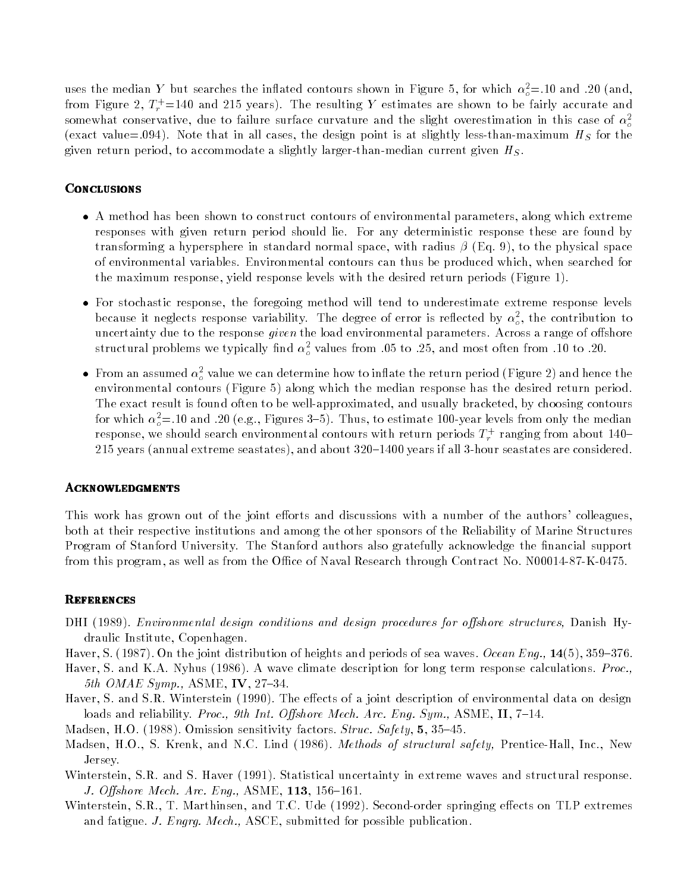uses the median $Y$ but searches the inflated contours shown in Figure 5, for which $\alpha_o^2$=.10 and .20 (and, from Figure 2, $T_r^+$=140 and 215 years). The resulting $Y$ estimates are shown to be fairly accurate and somewhat conservative, due to failure surface curvature and the slight overestimation in this case of $\alpha_o^2$ (exact value=.094). Note that in all cases, the design point is at slightly less-than-maximum $H_S$ for the given return period, to accommodate a slightly larger-than-median current given $H_S$.

## Conclusions

- A method has been shown to construct contours of environmental parameters, along which extreme responses with given return period should lie. For any deterministic response these are found by transforming a hypersphere in standard normal space, with radius $\beta$ (Eq. 9), to the physical space of environmental variables. Environmental contours can thus be produced which, when searched for the maximum response, yield response levels with the desired return periods (Figure 1).

- For stochastic response, the foregoing method will tend to underestimate extreme response levels because it neglects response variability. The degree of error is reflected by $\alpha_o^2$, the contribution to uncertainty due to the response *given* the load environmental parameters. Across a range of offshore structural problems we typically find $\alpha_o^2$ values from .05 to .25, and most often from .10 to .20.

- From an assumed $\alpha_o^2$ value we can determine how to inflate the return period (Figure 2) and hence the environmental contours (Figure 5) along which the median response has the desired return period. The exact result is found often to be well-approximated, and usually bracketed, by choosing contours for which $\alpha_o^2$=.10 and .20 (e.g., Figures 3–5). Thus, to estimate 100-year levels from only the median response, we should search environmental contours with return periods $T_r^+$ ranging from about 140–215 years (annual extreme seastates), and about 320–1400 years if all 3-hour seastates are considered.

## Acknowledgments

This work has grown out of the joint efforts and discussions with a number of the authors' colleagues, both at their respective institutions and among the other sponsors of the Reliability of Marine Structures Program of Stanford University. The Stanford authors also gratefully acknowledge the financial support from this program, as well as from the Office of Naval Research through Contract No. N00014-87-K-0475.

## References

DHI (1989). *Environmental design conditions and design procedures for offshore structures,* Danish Hydraulic Institute, Copenhagen.

Haver, S. (1987). On the joint distribution of heights and periods of sea waves. *Ocean Eng.,* **14**(5), 359–376.

Haver, S. and K.A. Nyhus (1986). A wave climate description for long term response calculations. *Proc., 5th OMAE Symp.,* ASME, **IV**, 27–34.

Haver, S. and S.R. Winterstein (1990). The effects of a joint description of environmental data on design loads and reliability. *Proc., 9th Int. Offshore Mech. Arc. Eng. Sym.,* ASME, **II**, 7–14.

Madsen, H.O. (1988). Omission sensitivity factors. *Struc. Safety*, **5**, 35–45.

Madsen, H.O., S. Krenk, and N.C. Lind (1986). *Methods of structural safety,* Prentice-Hall, Inc., New Jersey.

Winterstein, S.R. and S. Haver (1991). Statistical uncertainty in extreme waves and structural response. *J. Offshore Mech. Arc. Eng.,* ASME, **113**, 156–161.

Winterstein, S.R., T. Marthinsen, and T.C. Ude (1992). Second-order springing effects on TLP extremes and fatigue. *J. Engrg. Mech.,* ASCE, submitted for possible publication.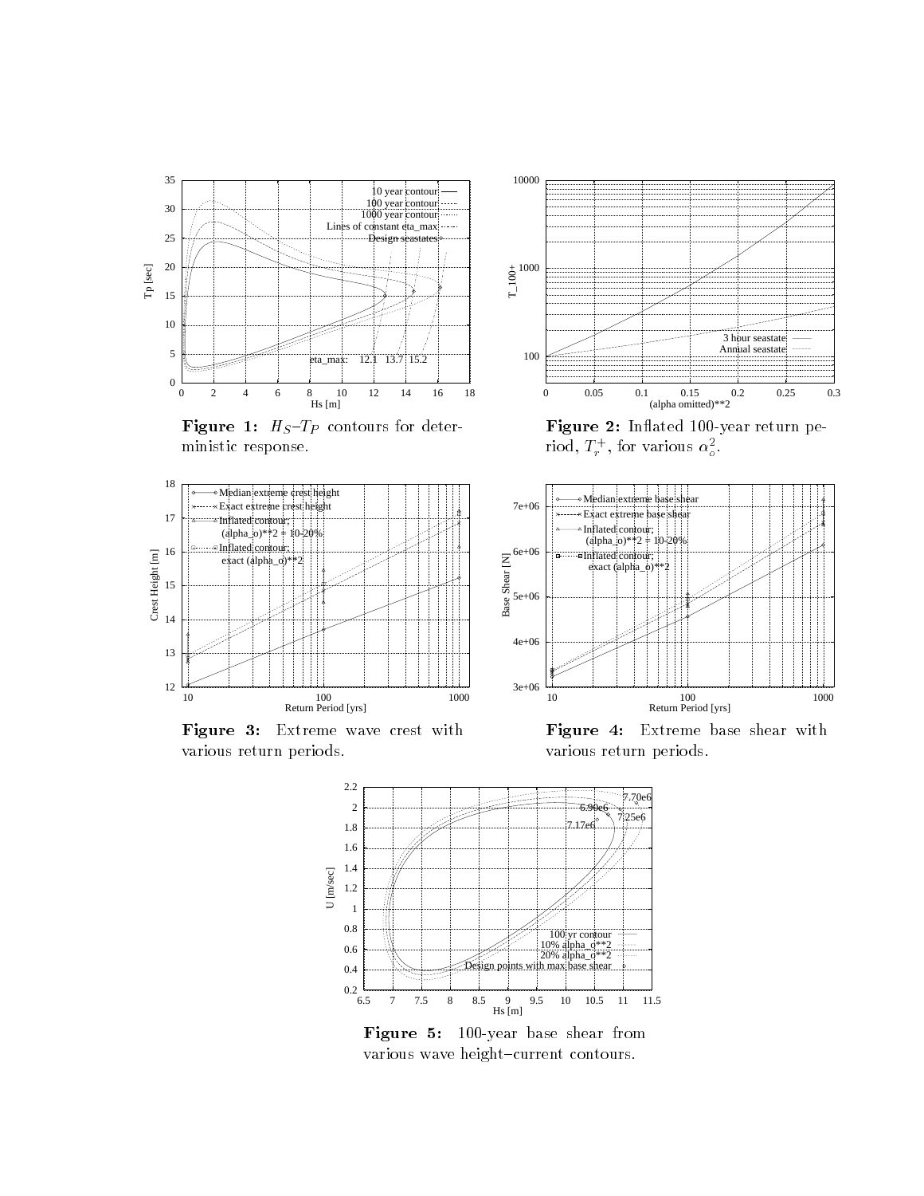35
30
25
20
15
10
5
0
Tp [sec]
0 2 4 6 8 10 12 14 16 18
Hs [m]
10 year contour
100 year contour
1000 year contour
Lines of constant eta_max
Design seastates
eta_max: 12.1 13.7 15.2

**Figure 1:** $H_S$–$T_P$ contours for deterministic response.

10000
1000
100
T_100+
0 0.05 0.1 0.15 0.2 0.25 0.3
(alpha omitted)**2
3 hour seastate
Annual seastate

**Figure 2:** Inflated 100-year return period, $T_r^+$, for various $\alpha_o^2$.

18
17
16
15
14
13
12
Crest Height [m]
10 100 1000
Return Period [yrs]
Median extreme crest height
Exact extreme crest height
Inflated contour; (alpha_o)**2 = 10-20%
Inflated contour; exact (alpha_o)**2

**Figure 3:** Extreme wave crest with various return periods.

7e+06
6e+06
5e+06
4e+06
3e+06
Base Shear [N]
10 100 1000
Return Period [yrs]
Median extreme base shear
Exact extreme base shear
Inflated contour; (alpha_o)**2 = 10-20%
Inflated contour; exact (alpha_o)**2

**Figure 4:** Extreme base shear with various return periods.

2.2
2
1.8
1.6
1.4
1.2
1
0.8
0.6
0.4
0.2
U [m/sec]
6.5 7 7.5 8 8.5 9 9.5 10 10.5 11 11.5
Hs [m]
7.70e6
6.90e6
7.25e6
7.17e6
100 yr contour
10% alpha_o**2
20% alpha_o**2
Design points with max base shear

**Figure 5:** 100-year base shear from various wave height–current contours.